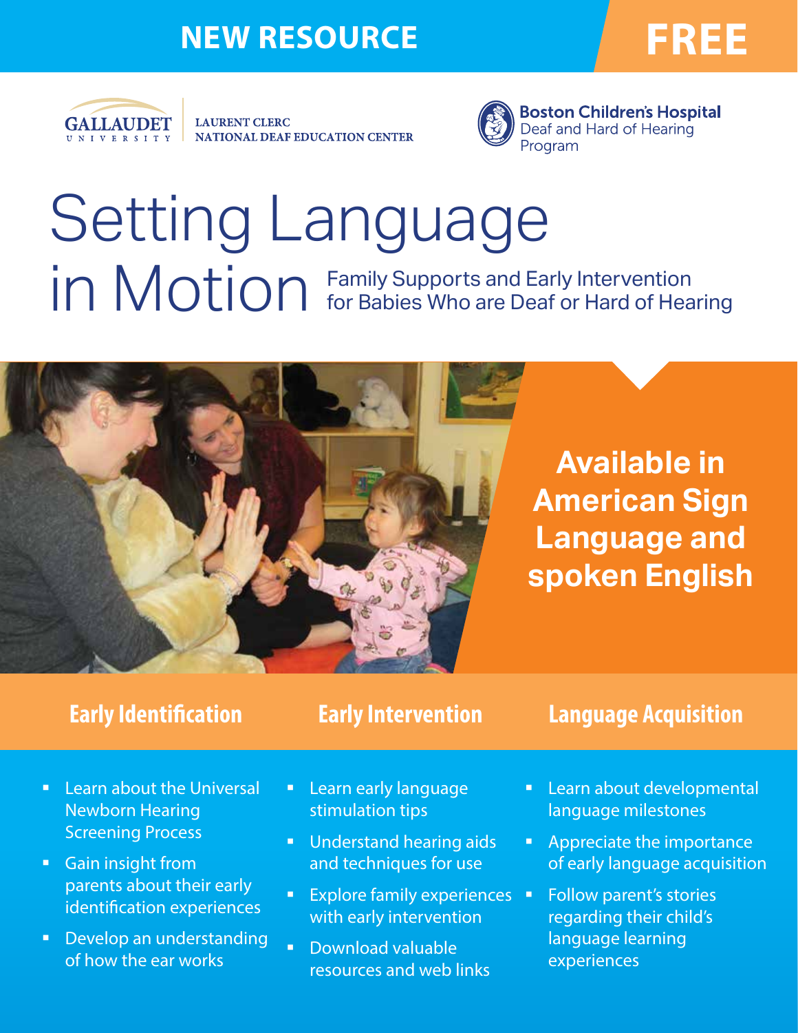NEW RESOURCE **FREE**

GALLAUDET UNIVERSITY | LAURENT CLERC NATIONAL DEAF EDUCATION CENTER

Boston Children's Hospital Deaf and Hard of Hearing Program

# Setting Language in Motion

Family Supports and Early Intervention for Babies Who are Deaf or Hard of Hearing

**Available in American Sign Language and spoken English**

## Early Identification

- Learn about the Universal Newborn Hearing Screening Process
- Gain insight from parents about their early identification experiences
- Develop an understanding of how the ear works

## Early Intervention

- Learn early language stimulation tips
- Understand hearing aids and techniques for use
- Explore family experiences with early intervention
- Download valuable resources and web links

## Language Acquisition

- Learn about developmental language milestones
- Appreciate the importance of early language acquisition
- Follow parent's stories regarding their child's language learning experiences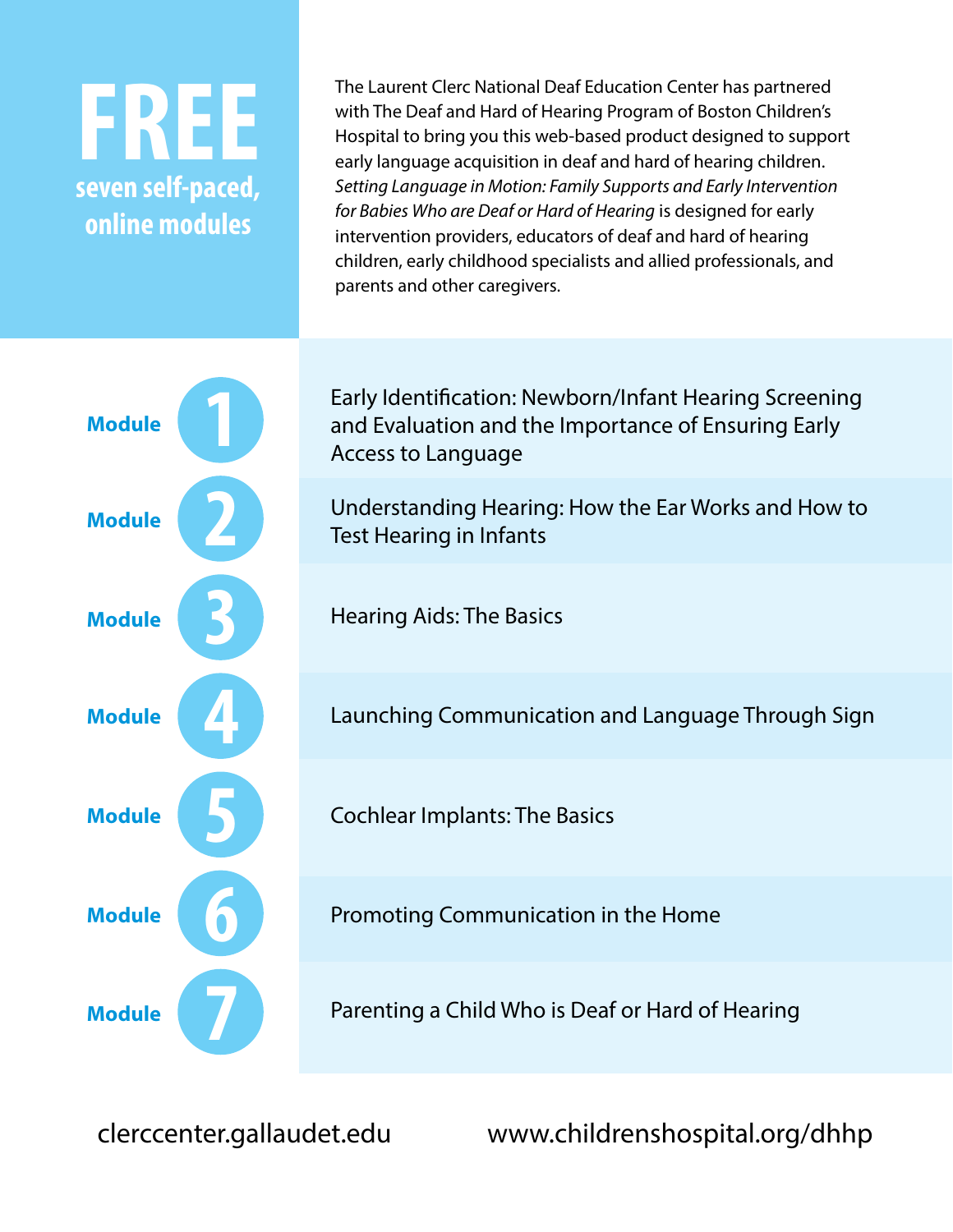# FREE

**seven self-paced, online modules**

The Laurent Clerc National Deaf Education Center has partnered with The Deaf and Hard of Hearing Program of Boston Children's Hospital to bring you this web-based product designed to support early language acquisition in deaf and hard of hearing children. *Setting Language in Motion: Family Supports and Early Intervention for Babies Who are Deaf or Hard of Hearing* is designed for early intervention providers, educators of deaf and hard of hearing children, early childhood specialists and allied professionals, and parents and other caregivers.

| | |
|---|---|
| **Module 1** | Early Identification: Newborn/Infant Hearing Screening and Evaluation and the Importance of Ensuring Early Access to Language |
| **Module 2** | Understanding Hearing: How the Ear Works and How to Test Hearing in Infants |
| **Module 3** | Hearing Aids: The Basics |
| **Module 4** | Launching Communication and Language Through Sign |
| **Module 5** | Cochlear Implants: The Basics |
| **Module 6** | Promoting Communication in the Home |
| **Module 7** | Parenting a Child Who is Deaf or Hard of Hearing |

clerccenter.gallaudet.edu

www.childrenshospital.org/dhhp